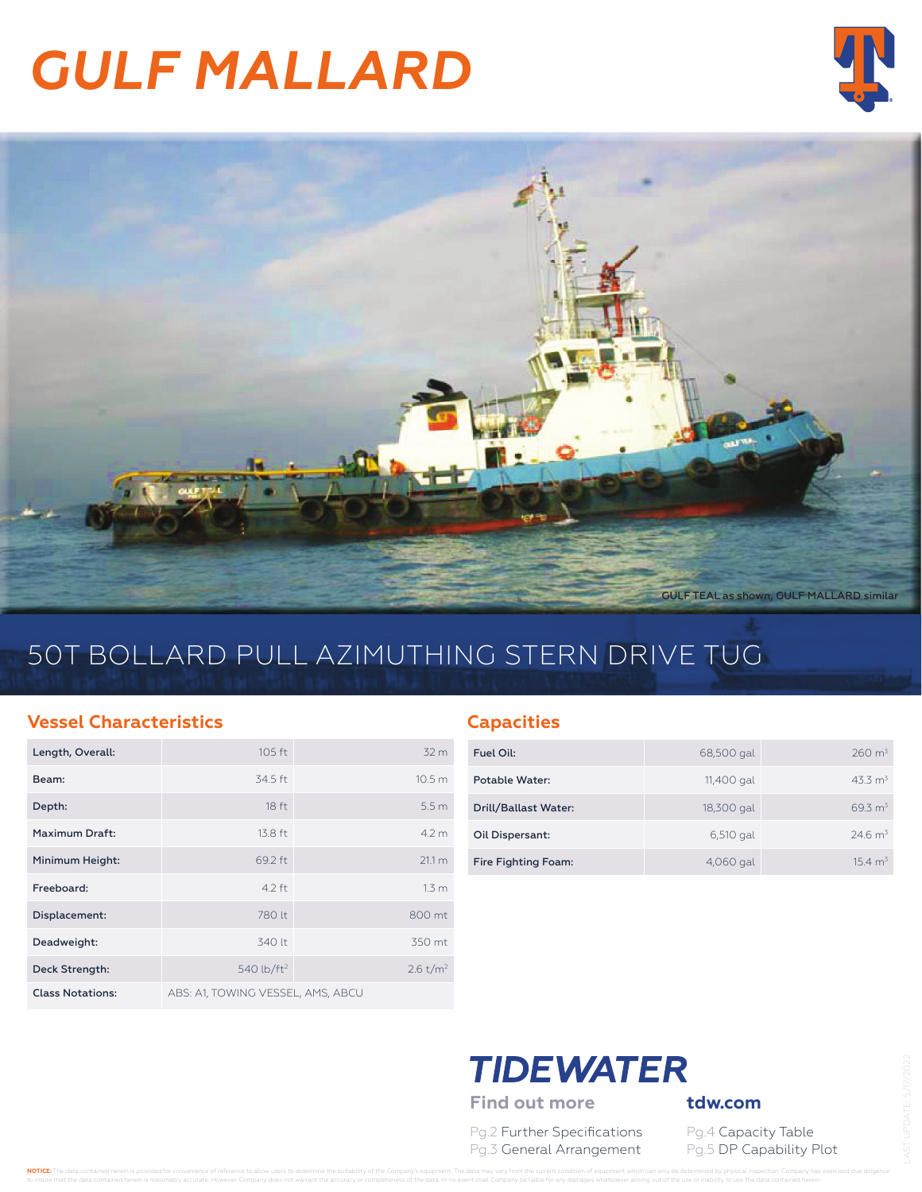# GULF MALLARD

GULF TEAL as shown, GULF MALLARD similar

## 50T BOLLARD PULL AZIMUTHING STERN DRIVE TUG

### Vessel Characteristics

| | | |
|---|---|---|
| Length, Overall: | 105 ft | 32 m |
| Beam: | 34.5 ft | 10.5 m |
| Depth: | 18 ft | 5.5 m |
| Maximum Draft: | 13.8 ft | 4.2 m |
| Minimum Height: | 69.2 ft | 21.1 m |
| Freeboard: | 4.2 ft | 1.3 m |
| Displacement: | 780 lt | 800 mt |
| Deadweight: | 340 lt | 350 mt |
| Deck Strength: | 540 lb/ft$^2$ | 2.6 t/m$^2$ |
| Class Notations: | ABS: A1, TOWING VESSEL, AMS, ABCU | |

### Capacities

| | | |
|---|---|---|
| Fuel Oil: | 68,500 gal | 260 m$^3$ |
| Potable Water: | 11,400 gal | 43.3 m$^3$ |
| Drill/Ballast Water: | 18,300 gal | 69.3 m$^3$ |
| Oil Dispersant: | 6,510 gal | 24.6 m$^3$ |
| Fire Fighting Foam: | 4,060 gal | 15.4 m$^3$ |

**TIDEWATER**

**Find out more** **tdw.com**

Pg.2 Further Specifications
Pg.3 General Arrangement
Pg.4 Capacity Table
Pg.5 DP Capability Plot

LAST UPDATE: 5/17/2022

**NOTICE:** The data contained herein is provided for convenience of reference to allow users to determine the suitability of the Company's equipment. The data may vary from the current condition of equipment which can only be determined by physical inspection. Company has exercised due diligence to insure that the data contained herein is reasonably accurate. However, Company does not warrant the accuracy or completeness of the data. In no event shall Company be liable for any damages whatsoever arising out of the use or inability to use the data contained herein.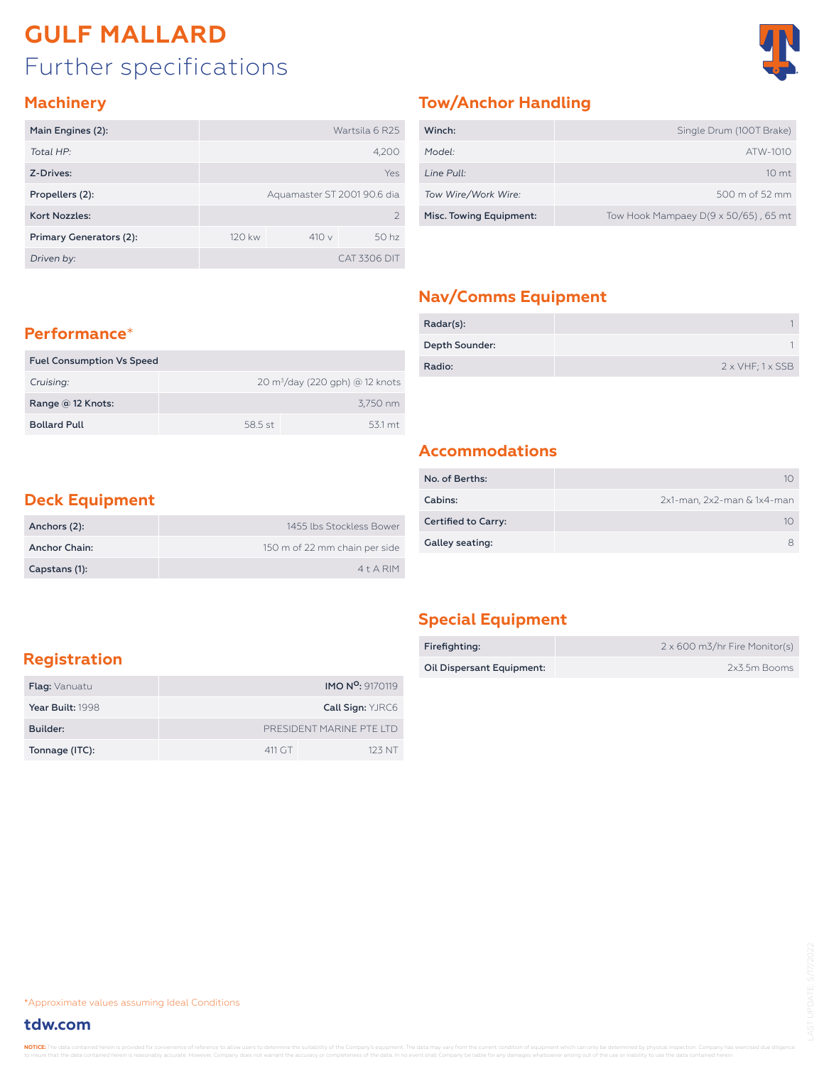# GULF MALLARD

## Further specifications

### Machinery

| Main Engines (2): | Wartsila 6 R25 | | |
|---|---|---|---|
| *Total HP:* | 4,200 | | |
| Z-Drives: | Yes | | |
| Propellers (2): | Aquamaster ST 2001 90.6 dia | | |
| Kort Nozzles: | 2 | | |
| Primary Generators (2): | 120 kw | 410 v | 50 hz |
| *Driven by:* | CAT 3306 DIT | | |

### Tow/Anchor Handling

| Winch: | Single Drum (100T Brake) |
|---|---|
| *Model:* | ATW-1010 |
| *Line Pull:* | 10 mt |
| *Tow Wire/Work Wire:* | 500 m of 52 mm |
| Misc. Towing Equipment: | Tow Hook Mampaey D(9 x 50/65) , 65 mt |

### Nav/Comms Equipment

| Radar(s): | 1 |
|---|---|
| Depth Sounder: | 1 |
| Radio: | 2 x VHF; 1 x SSB |

### Performance*

| Fuel Consumption Vs Speed | | |
|---|---|---|
| *Cruising:* | 20 $m^3$/day (220 gph) @ 12 knots | |
| Range @ 12 Knots: | 3,750 nm | |
| Bollard Pull | 58.5 st | 53.1 mt |

### Accommodations

| No. of Berths: | 10 |
|---|---|
| Cabins: | 2x1-man, 2x2-man & 1x4-man |
| Certified to Carry: | 10 |
| Galley seating: | 8 |

### Deck Equipment

| Anchors (2): | 1455 lbs Stockless Bower |
|---|---|
| Anchor Chain: | 150 m of 22 mm chain per side |
| Capstans (1): | 4 t A RIM |

### Special Equipment

| Firefighting: | 2 x 600 m3/hr Fire Monitor(s) |
|---|---|
| Oil Dispersant Equipment: | 2x3.5m Booms |

### Registration

| **Flag:** Vanuatu | **IMO N$^{O}$:** 9170119 | |
|---|---|---|
| **Year Built:** 1998 | **Call Sign:** YJRC6 | |
| **Builder:** | PRESIDENT MARINE PTE LTD | |
| **Tonnage (ITC):** | 411 GT | 123 NT |

*Approximate values assuming Ideal Conditions

**tdw.com**

LAST UPDATE: 5/17/2022

**NOTICE:** The data contained herein is provided for convenience of reference to allow users to determine the suitability of the Company's equipment. The data may vary from the current condition of equipment which can only be determined by physical inspection. Company has exercised due diligence to insure that the data contained herein is reasonably accurate. However, Company does not warrant the accuracy or completeness of the data. In no event shall Company be liable for any damages whatsoever arising out of the use or inability to use the data contained herein.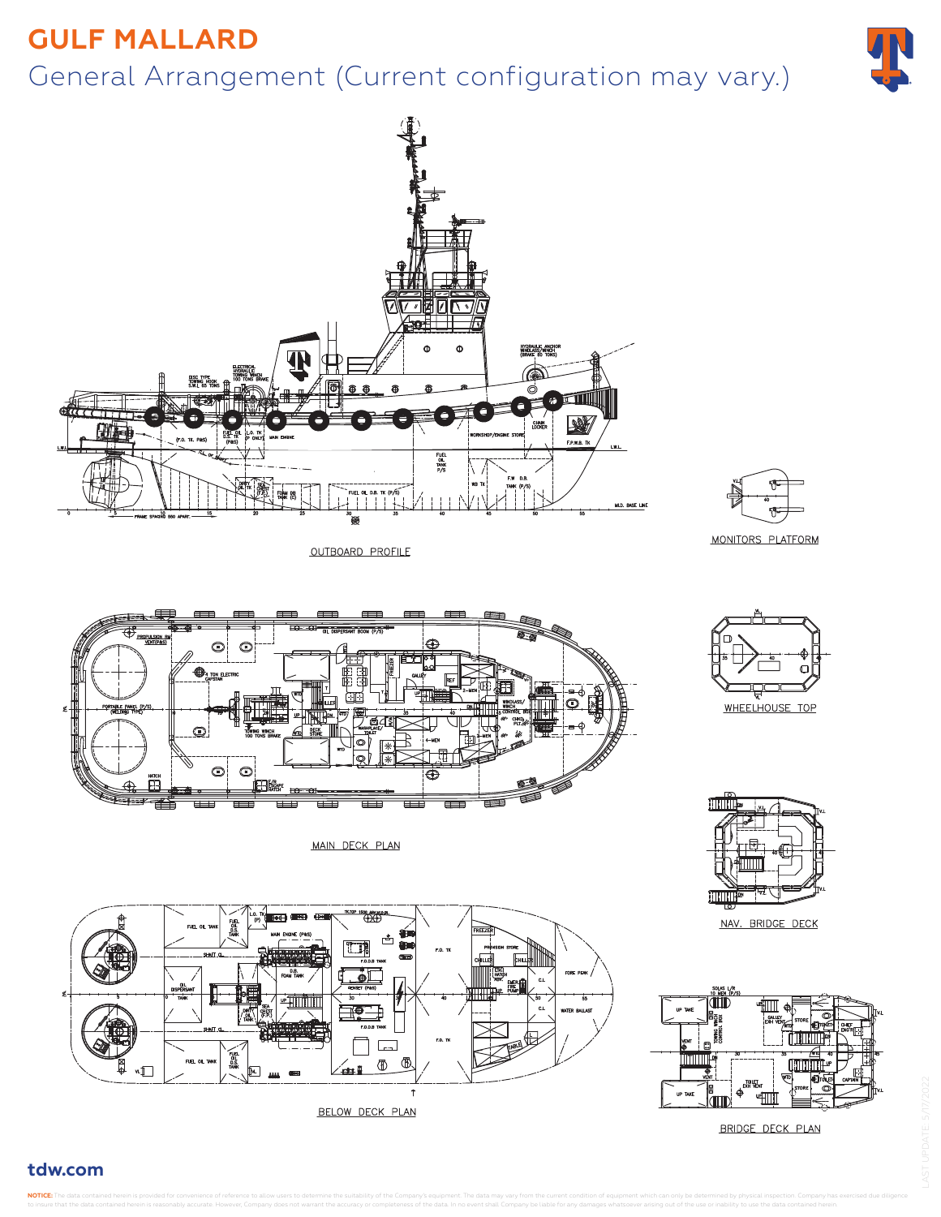# GULF MALLARD

## General Arrangement (Current configuration may vary.)

OUTBOARD PROFILE

MONITORS PLATFORM

MAIN DECK PLAN

WHEELHOUSE TOP

NAV. BRIDGE DECK

BELOW DECK PLAN

BRIDGE DECK PLAN

**tdw.com**

**NOTICE:** The data contained herein is provided for convenience of reference to allow users to determine the suitability of the Company's equipment. The data may vary from the current condition of equipment which can only be determined by physical inspection. Company has exercised due diligence to insure that the data contained herein is reasonably accurate. However, Company does not warrant the accuracy or completeness of the data. In no event shall Company be liable for any damages whatsoever arising out of the use or inability to use the data contained herein.

LAST UPDATE: 5/17/2022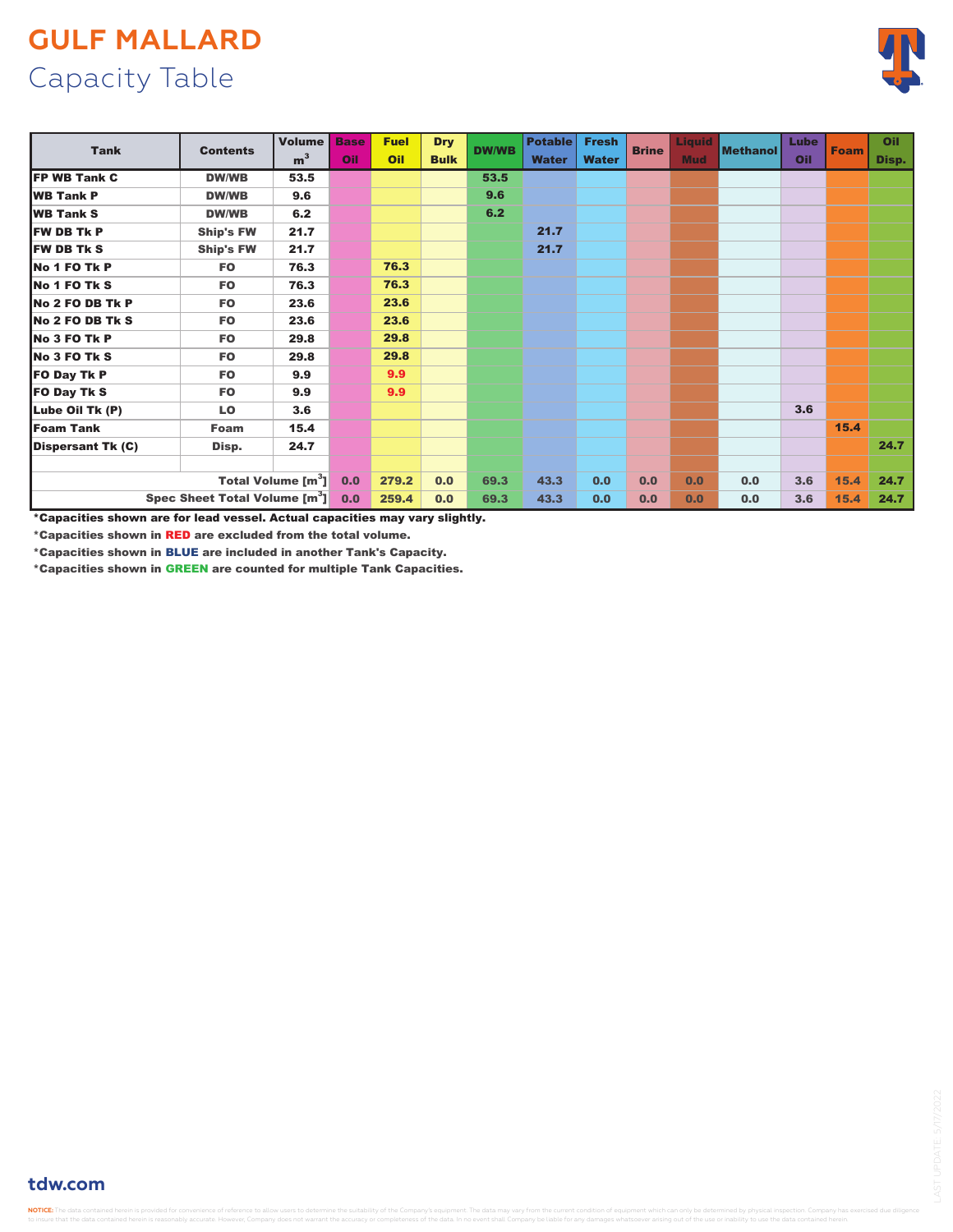# GULF MALLARD

## Capacity Table

| Tank | Contents | Volume $m^3$ | Base Oil | Fuel Oil | Dry Bulk | DW/WB | Potable Water | Fresh Water | Brine | Liquid Mud | Methanol | Lube Oil | Foam | Oil Disp. |
|---|---|---|---|---|---|---|---|---|---|---|---|---|---|---|
| FP WB Tank C | DW/WB | 53.5 | | | | 53.5 | | | | | | | | |
| WB Tank P | DW/WB | 9.6 | | | | 9.6 | | | | | | | | |
| WB Tank S | DW/WB | 6.2 | | | | 6.2 | | | | | | | | |
| FW DB Tk P | Ship's FW | 21.7 | | | | | 21.7 | | | | | | | |
| FW DB Tk S | Ship's FW | 21.7 | | | | | 21.7 | | | | | | | |
| No 1 FO Tk P | FO | 76.3 | | 76.3 | | | | | | | | | | |
| No 1 FO Tk S | FO | 76.3 | | 76.3 | | | | | | | | | | |
| No 2 FO DB Tk P | FO | 23.6 | | 23.6 | | | | | | | | | | |
| No 2 FO DB Tk S | FO | 23.6 | | 23.6 | | | | | | | | | | |
| No 3 FO Tk P | FO | 29.8 | | 29.8 | | | | | | | | | | |
| No 3 FO Tk S | FO | 29.8 | | 29.8 | | | | | | | | | | |
| FO Day Tk P | FO | 9.9 | | 9.9 | | | | | | | | | | |
| FO Day Tk S | FO | 9.9 | | 9.9 | | | | | | | | | | |
| Lube Oil Tk (P) | LO | 3.6 | | | | | | | | | | 3.6 | | |
| Foam Tank | Foam | 15.4 | | | | | | | | | | | 15.4 | |
| Dispersant Tk (C) | Disp. | 24.7 | | | | | | | | | | | | 24.7 |
| | | | | | | | | | | | | | | |
| Total Volume [$m^3$] | | | 0.0 | 279.2 | 0.0 | 69.3 | 43.3 | 0.0 | 0.0 | 0.0 | 0.0 | 3.6 | 15.4 | 24.7 |
| Spec Sheet Total Volume [$m^3$] | | | 0.0 | 259.4 | 0.0 | 69.3 | 43.3 | 0.0 | 0.0 | 0.0 | 0.0 | 3.6 | 15.4 | 24.7 |

*Capacities shown are for lead vessel. Actual capacities may vary slightly.

*Capacities shown in RED are excluded from the total volume.

*Capacities shown in BLUE are included in another Tank's Capacity.

*Capacities shown in GREEN are counted for multiple Tank Capacities.

tdw.com

NOTICE: The data contained herein is provided for convenience of reference to allow users to determine the suitability of the Company's equipment. The data may vary from the current condition of equipment which can only be determined by physical inspection. Company has exercised due diligence to insure that the data contained herein is reasonably accurate. However, Company does not warrant the accuracy or completeness of the data. In no event shall Company be liable for any damages whatsoever arising out of the use or inability to use the data contained herein.

LAST UPDATE: 5/17/2022